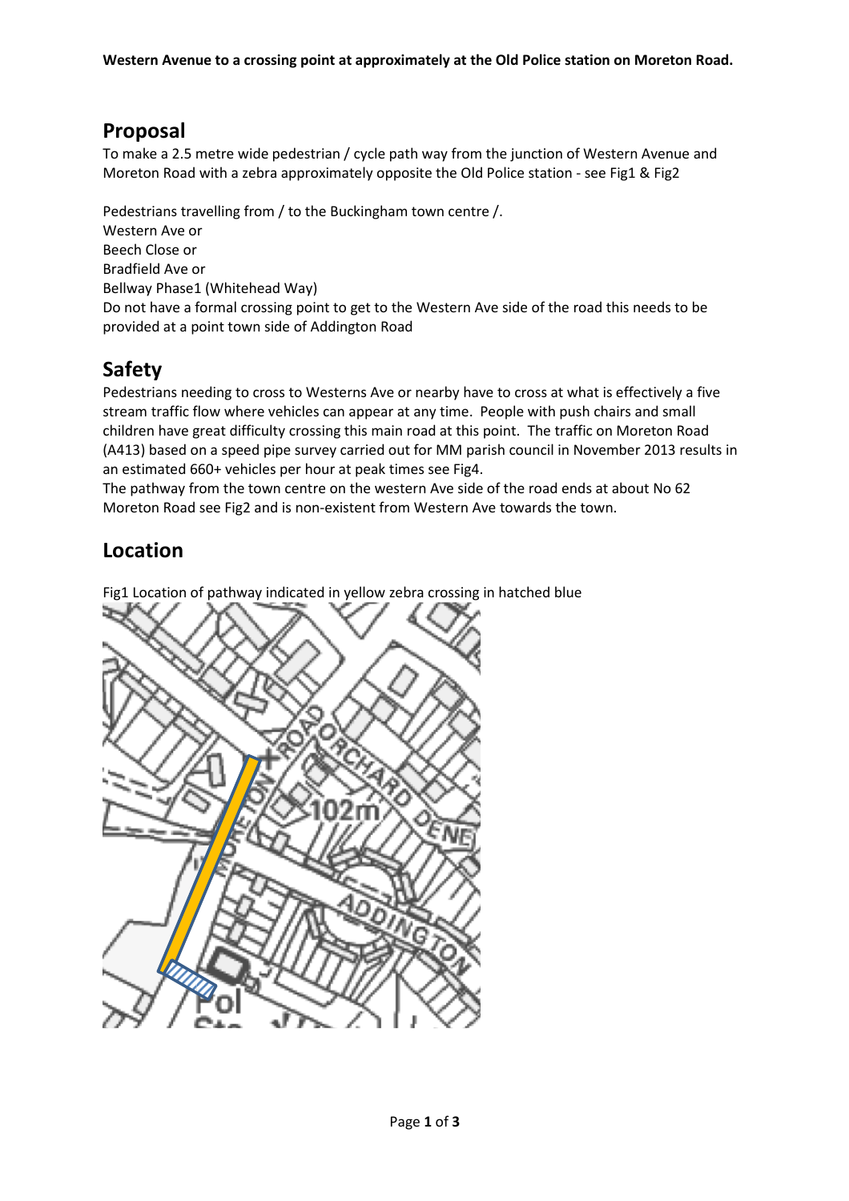**Western Avenue to a crossing point at approximately at the Old Police station on Moreton Road.**

## Proposal

To make a 2.5 metre wide pedestrian / cycle path way from the junction of Western Avenue and Moreton Road with a zebra approximately opposite the Old Police station - see Fig1 & Fig2

Pedestrians travelling from / to the Buckingham town centre /.
Western Ave or
Beech Close or
Bradfield Ave or
Bellway Phase1 (Whitehead Way)
Do not have a formal crossing point to get to the Western Ave side of the road this needs to be provided at a point town side of Addington Road

## Safety

Pedestrians needing to cross to Westerns Ave or nearby have to cross at what is effectively a five stream traffic flow where vehicles can appear at any time. People with push chairs and small children have great difficulty crossing this main road at this point. The traffic on Moreton Road (A413) based on a speed pipe survey carried out for MM parish council in November 2013 results in an estimated 660+ vehicles per hour at peak times see Fig4.
The pathway from the town centre on the western Ave side of the road ends at about No 62 Moreton Road see Fig2 and is non-existent from Western Ave towards the town.

## Location

Fig1 Location of pathway indicated in yellow zebra crossing in hatched blue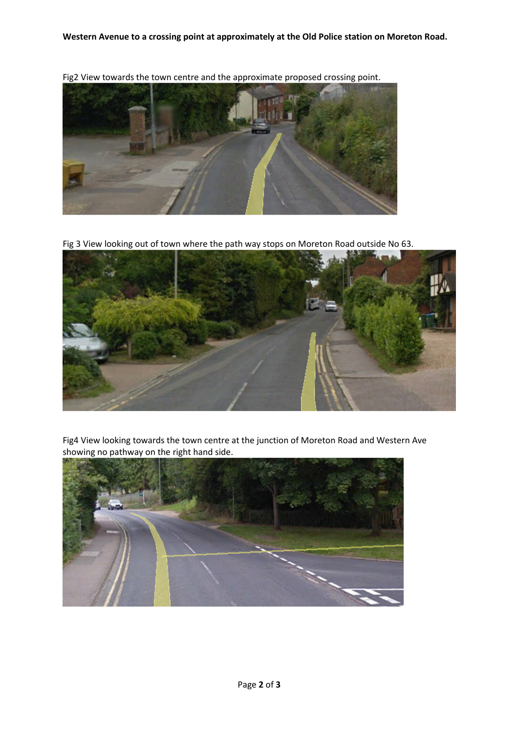**Western Avenue to a crossing point at approximately at the Old Police station on Moreton Road.**

Fig2 View towards the town centre and the approximate proposed crossing point.

Fig 3 View looking out of town where the path way stops on Moreton Road outside No 63.

Fig4 View looking towards the town centre at the junction of Moreton Road and Western Ave showing no pathway on the right hand side.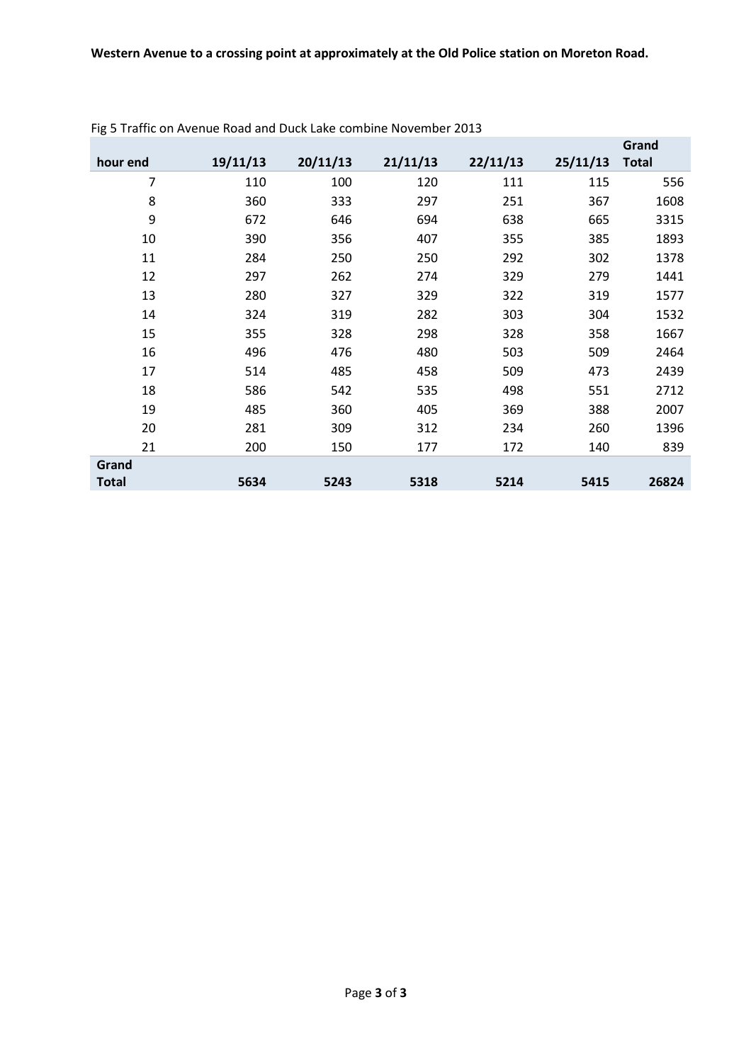**Western Avenue to a crossing point at approximately at the Old Police station on Moreton Road.**

Fig 5 Traffic on Avenue Road and Duck Lake combine November 2013

| hour end | 19/11/13 | 20/11/13 | 21/11/13 | 22/11/13 | 25/11/13 | Grand Total |
|---|---|---|---|---|---|---|
| 7 | 110 | 100 | 120 | 111 | 115 | 556 |
| 8 | 360 | 333 | 297 | 251 | 367 | 1608 |
| 9 | 672 | 646 | 694 | 638 | 665 | 3315 |
| 10 | 390 | 356 | 407 | 355 | 385 | 1893 |
| 11 | 284 | 250 | 250 | 292 | 302 | 1378 |
| 12 | 297 | 262 | 274 | 329 | 279 | 1441 |
| 13 | 280 | 327 | 329 | 322 | 319 | 1577 |
| 14 | 324 | 319 | 282 | 303 | 304 | 1532 |
| 15 | 355 | 328 | 298 | 328 | 358 | 1667 |
| 16 | 496 | 476 | 480 | 503 | 509 | 2464 |
| 17 | 514 | 485 | 458 | 509 | 473 | 2439 |
| 18 | 586 | 542 | 535 | 498 | 551 | 2712 |
| 19 | 485 | 360 | 405 | 369 | 388 | 2007 |
| 20 | 281 | 309 | 312 | 234 | 260 | 1396 |
| 21 | 200 | 150 | 177 | 172 | 140 | 839 |
| **Grand Total** | **5634** | **5243** | **5318** | **5214** | **5415** | **26824** |